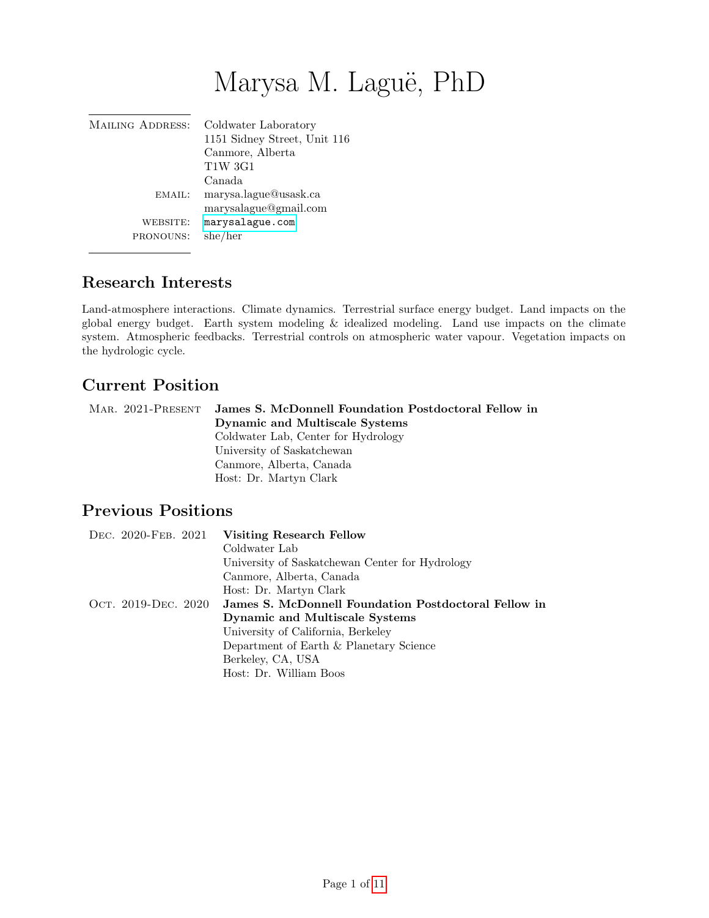# Marysa M. Laguë, PhD

| | |
|---|---|
| Mailing Address: | Coldwater Laboratory<br>1151 Sidney Street, Unit 116<br>Canmore, Alberta<br>T1W 3G1<br>Canada |
| email: | marysa.lague@usask.ca<br>marysalague@gmail.com |
| website: | marysalague.com |
| pronouns: | she/her |

## Research Interests

Land-atmosphere interactions. Climate dynamics. Terrestrial surface energy budget. Land impacts on the global energy budget. Earth system modeling & idealized modeling. Land use impacts on the climate system. Atmospheric feedbacks. Terrestrial controls on atmospheric water vapour. Vegetation impacts on the hydrologic cycle.

## Current Position

Mar. 2021-Present **James S. McDonnell Foundation Postdoctoral Fellow in Dynamic and Multiscale Systems**
Coldwater Lab, Center for Hydrology
University of Saskatchewan
Canmore, Alberta, Canada
Host: Dr. Martyn Clark

## Previous Positions

Dec. 2020-Feb. 2021 **Visiting Research Fellow**
Coldwater Lab
University of Saskatchewan Center for Hydrology
Canmore, Alberta, Canada
Host: Dr. Martyn Clark

Oct. 2019-Dec. 2020 **James S. McDonnell Foundation Postdoctoral Fellow in Dynamic and Multiscale Systems**
University of California, Berkeley
Department of Earth & Planetary Science
Berkeley, CA, USA
Host: Dr. William Boos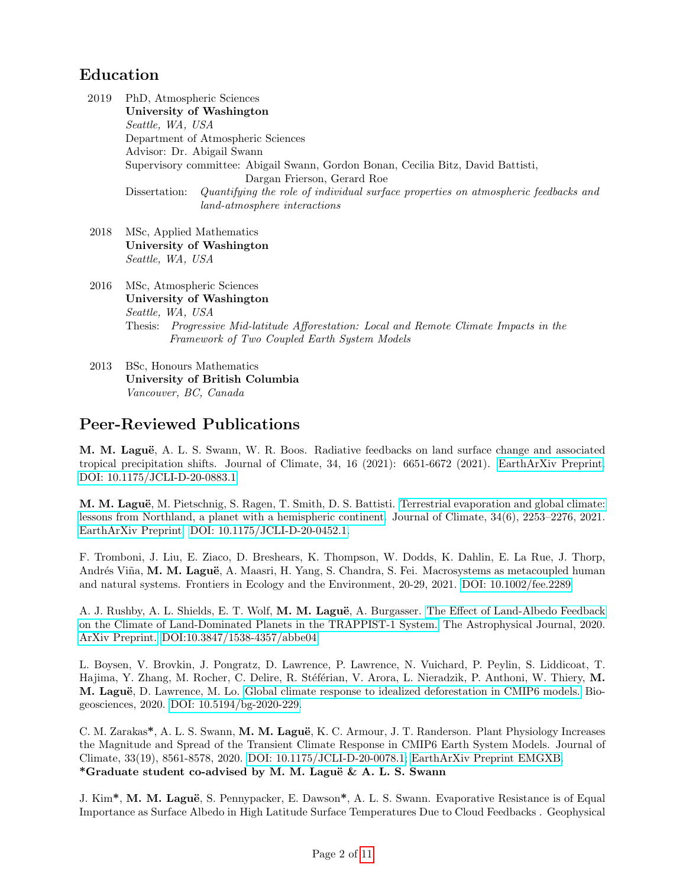## Education

2019 PhD, Atmospheric Sciences
**University of Washington**
*Seattle, WA, USA*
Department of Atmospheric Sciences
Advisor: Dr. Abigail Swann
Supervisory committee: Abigail Swann, Gordon Bonan, Cecilia Bitz, David Battisti, Dargan Frierson, Gerard Roe
Dissertation: *Quantifying the role of individual surface properties on atmospheric feedbacks and land-atmosphere interactions*

2018 MSc, Applied Mathematics
**University of Washington**
*Seattle, WA, USA*

2016 MSc, Atmospheric Sciences
**University of Washington**
*Seattle, WA, USA*
Thesis: *Progressive Mid-latitude Afforestation: Local and Remote Climate Impacts in the Framework of Two Coupled Earth System Models*

2013 BSc, Honours Mathematics
**University of British Columbia**
*Vancouver, BC, Canada*

## Peer-Reviewed Publications

**M. M. Laguë**, A. L. S. Swann, W. R. Boos. Radiative feedbacks on land surface change and associated tropical precipitation shifts. Journal of Climate, 34, 16 (2021): 6651-6672 (2021). EarthArXiv Preprint, DOI: 10.1175/JCLI-D-20-0883.1

**M. M. Laguë**, M. Pietschnig, S. Ragen, T. Smith, D. S. Battisti. Terrestrial evaporation and global climate: lessons from Northland, a planet with a hemispheric continent. Journal of Climate, 34(6), 2253–2276, 2021. EarthArXiv Preprint. DOI: 10.1175/JCLI-D-20-0452.1.

F. Tromboni, J. Liu, E. Ziaco, D. Breshears, K. Thompson, W. Dodds, K. Dahlin, E. La Rue, J. Thorp, Andrés Viña, **M. M. Laguë**, A. Maasri, H. Yang, S. Chandra, S. Fei. Macrosystems as metacoupled human and natural systems. Frontiers in Ecology and the Environment, 20-29, 2021. DOI: 10.1002/fee.2289

A. J. Rushby, A. L. Shields, E. T. Wolf, **M. M. Laguë**, A. Burgasser. The Effect of Land-Albedo Feedback on the Climate of Land-Dominated Planets in the TRAPPIST-1 System. The Astrophysical Journal, 2020. ArXiv Preprint. DOI:10.3847/1538-4357/abbe04

L. Boysen, V. Brovkin, J. Pongratz, D. Lawrence, P. Lawrence, N. Vuichard, P. Peylin, S. Liddicoat, T. Hajima, Y. Zhang, M. Rocher, C. Delire, R. Séférian, V. Arora, L. Nieradzik, P. Anthoni, W. Thiery, **M. M. Laguë**, D. Lawrence, M. Lo. Global climate response to idealized deforestation in CMIP6 models. Biogeosciences, 2020. DOI: 10.5194/bg-2020-229.

C. M. Zarakas*, A. L. S. Swann, **M. M. Laguë**, K. C. Armour, J. T. Randerson. Plant Physiology Increases the Magnitude and Spread of the Transient Climate Response in CMIP6 Earth System Models. Journal of Climate, 33(19), 8561-8578, 2020. DOI: 10.1175/JCLI-D-20-0078.1; EarthArXiv Preprint EMGXB.
***Graduate student co-advised by M. M. Laguë & A. L. S. Swann**

J. Kim*, **M. M. Laguë**, S. Pennypacker, E. Dawson*, A. L. S. Swann. Evaporative Resistance is of Equal Importance as Surface Albedo in High Latitude Surface Temperatures Due to Cloud Feedbacks . Geophysical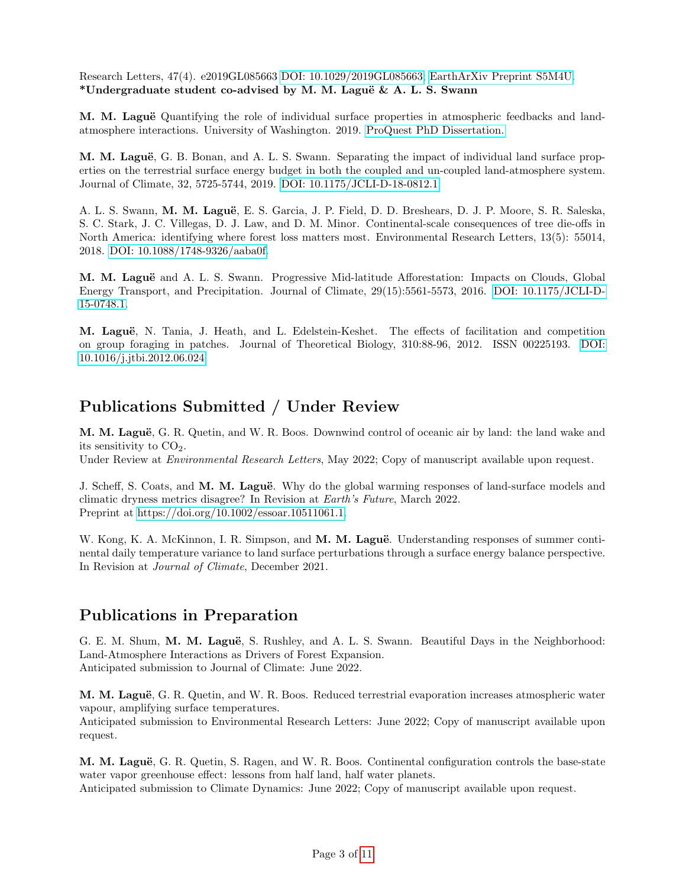Research Letters, 47(4). e2019GL085663 DOI: 10.1029/2019GL085663; EarthArXiv Preprint S5M4U.
**\*Undergraduate student co-advised by M. M. Laguë & A. L. S. Swann**

**M. M. Laguë** Quantifying the role of individual surface properties in atmospheric feedbacks and land-atmosphere interactions. University of Washington. 2019. ProQuest PhD Dissertation.

**M. M. Laguë**, G. B. Bonan, and A. L. S. Swann. Separating the impact of individual land surface properties on the terrestrial surface energy budget in both the coupled and un-coupled land-atmosphere system. Journal of Climate, 32, 5725-5744, 2019. DOI: 10.1175/JCLI-D-18-0812.1

A. L. S. Swann, **M. M. Laguë**, E. S. Garcia, J. P. Field, D. D. Breshears, D. J. P. Moore, S. R. Saleska, S. C. Stark, J. C. Villegas, D. J. Law, and D. M. Minor. Continental-scale consequences of tree die-offs in North America: identifying where forest loss matters most. Environmental Research Letters, 13(5): 55014, 2018. DOI: 10.1088/1748-9326/aaba0f.

**M. M. Laguë** and A. L. S. Swann. Progressive Mid-latitude Afforestation: Impacts on Clouds, Global Energy Transport, and Precipitation. Journal of Climate, 29(15):5561-5573, 2016. DOI: 10.1175/JCLI-D-15-0748.1.

**M. Laguë**, N. Tania, J. Heath, and L. Edelstein-Keshet. The effects of facilitation and competition on group foraging in patches. Journal of Theoretical Biology, 310:88-96, 2012. ISSN 00225193. DOI: 10.1016/j.jtbi.2012.06.024

## Publications Submitted / Under Review

**M. M. Laguë**, G. R. Quetin, and W. R. Boos. Downwind control of oceanic air by land: the land wake and its sensitivity to $CO_2$.
Under Review at *Environmental Research Letters*, May 2022; Copy of manuscript available upon request.

J. Scheff, S. Coats, and **M. M. Laguë**. Why do the global warming responses of land-surface models and climatic dryness metrics disagree? In Revision at *Earth's Future*, March 2022.
Preprint at https://doi.org/10.1002/essoar.10511061.1.

W. Kong, K. A. McKinnon, I. R. Simpson, and **M. M. Laguë**. Understanding responses of summer continental daily temperature variance to land surface perturbations through a surface energy balance perspective. In Revision at *Journal of Climate*, December 2021.

## Publications in Preparation

G. E. M. Shum, **M. M. Laguë**, S. Rushley, and A. L. S. Swann. Beautiful Days in the Neighborhood: Land-Atmosphere Interactions as Drivers of Forest Expansion.
Anticipated submission to Journal of Climate: June 2022.

**M. M. Laguë**, G. R. Quetin, and W. R. Boos. Reduced terrestrial evaporation increases atmospheric water vapour, amplifying surface temperatures.
Anticipated submission to Environmental Research Letters: June 2022; Copy of manuscript available upon request.

**M. M. Laguë**, G. R. Quetin, S. Ragen, and W. R. Boos. Continental configuration controls the base-state water vapor greenhouse effect: lessons from half land, half water planets.
Anticipated submission to Climate Dynamics: June 2022; Copy of manuscript available upon request.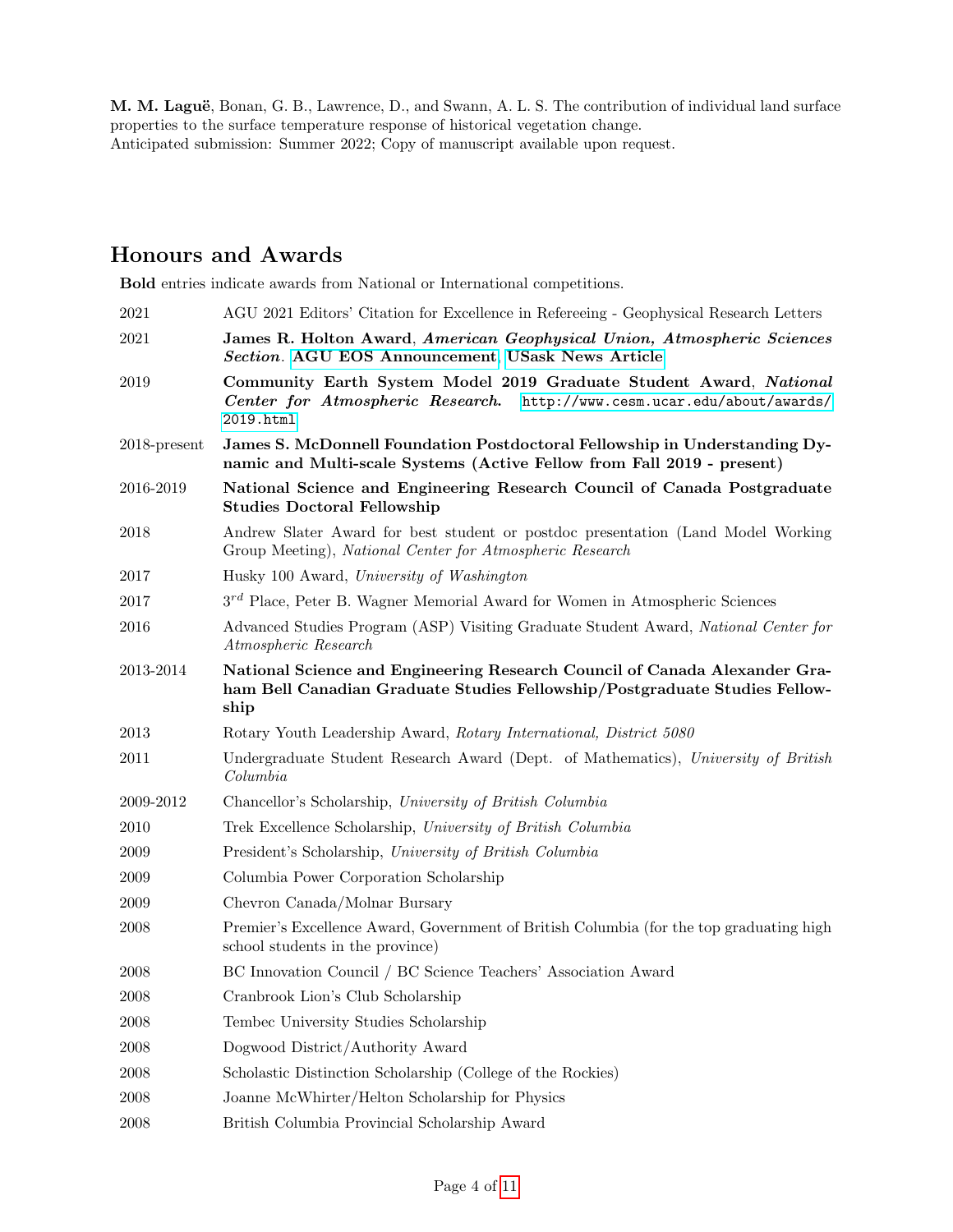**M. M. Laguë**, Bonan, G. B., Lawrence, D., and Swann, A. L. S. The contribution of individual land surface properties to the surface temperature response of historical vegetation change.
Anticipated submission: Summer 2022; Copy of manuscript available upon request.

## Honours and Awards

**Bold** entries indicate awards from National or International competitions.

| | |
|---|---|
| 2021 | AGU 2021 Editors' Citation for Excellence in Refereeing - Geophysical Research Letters |
| 2021 | **James R. Holton Award**, ***American Geophysical Union, Atmospheric Sciences Section***. **AGU EOS Announcement**, **USask News Article** |
| 2019 | **Community Earth System Model 2019 Graduate Student Award**, ***National Center for Atmospheric Research***. http://www.cesm.ucar.edu/about/awards/2019.html |
| 2018-present | **James S. McDonnell Foundation Postdoctoral Fellowship in Understanding Dynamic and Multi-scale Systems (Active Fellow from Fall 2019 - present)** |
| 2016-2019 | **National Science and Engineering Research Council of Canada Postgraduate Studies Doctoral Fellowship** |
| 2018 | Andrew Slater Award for best student or postdoc presentation (Land Model Working Group Meeting), *National Center for Atmospheric Research* |
| 2017 | Husky 100 Award, *University of Washington* |
| 2017 | 3rd Place, Peter B. Wagner Memorial Award for Women in Atmospheric Sciences |
| 2016 | Advanced Studies Program (ASP) Visiting Graduate Student Award, *National Center for Atmospheric Research* |
| 2013-2014 | **National Science and Engineering Research Council of Canada Alexander Graham Bell Canadian Graduate Studies Fellowship/Postgraduate Studies Fellowship** |
| 2013 | Rotary Youth Leadership Award, *Rotary International, District 5080* |
| 2011 | Undergraduate Student Research Award (Dept. of Mathematics), *University of British Columbia* |
| 2009-2012 | Chancellor's Scholarship, *University of British Columbia* |
| 2010 | Trek Excellence Scholarship, *University of British Columbia* |
| 2009 | President's Scholarship, *University of British Columbia* |
| 2009 | Columbia Power Corporation Scholarship |
| 2009 | Chevron Canada/Molnar Bursary |
| 2008 | Premier's Excellence Award, Government of British Columbia (for the top graduating high school students in the province) |
| 2008 | BC Innovation Council / BC Science Teachers' Association Award |
| 2008 | Cranbrook Lion's Club Scholarship |
| 2008 | Tembec University Studies Scholarship |
| 2008 | Dogwood District/Authority Award |
| 2008 | Scholastic Distinction Scholarship (College of the Rockies) |
| 2008 | Joanne McWhirter/Helton Scholarship for Physics |
| 2008 | British Columbia Provincial Scholarship Award |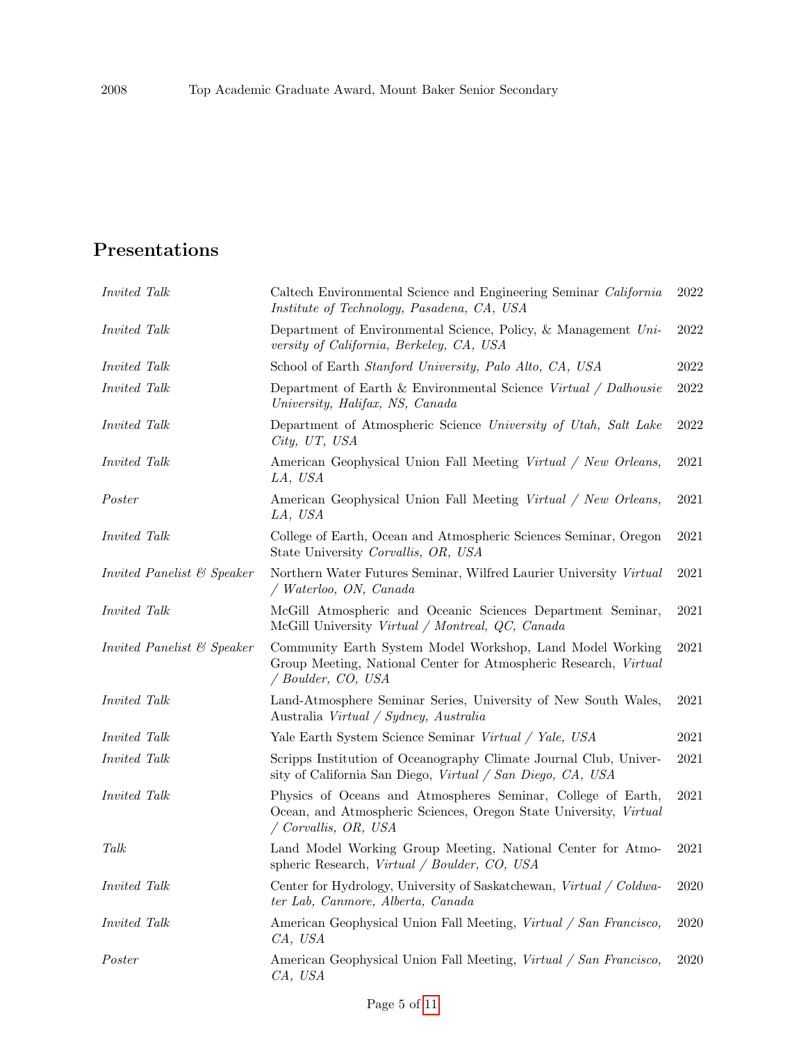2008 Top Academic Graduate Award, Mount Baker Senior Secondary

## Presentations

| | | |
|---|---|---|
| *Invited Talk* | Caltech Environmental Science and Engineering Seminar *California Institute of Technology, Pasadena, CA, USA* | 2022 |
| *Invited Talk* | Department of Environmental Science, Policy, & Management *University of California, Berkeley, CA, USA* | 2022 |
| *Invited Talk* | School of Earth *Stanford University, Palo Alto, CA, USA* | 2022 |
| *Invited Talk* | Department of Earth & Environmental Science *Virtual / Dalhousie University, Halifax, NS, Canada* | 2022 |
| *Invited Talk* | Department of Atmospheric Science *University of Utah, Salt Lake City, UT, USA* | 2022 |
| *Invited Talk* | American Geophysical Union Fall Meeting *Virtual / New Orleans, LA, USA* | 2021 |
| *Poster* | American Geophysical Union Fall Meeting *Virtual / New Orleans, LA, USA* | 2021 |
| *Invited Talk* | College of Earth, Ocean and Atmospheric Sciences Seminar, Oregon State University *Corvallis, OR, USA* | 2021 |
| *Invited Panelist & Speaker* | Northern Water Futures Seminar, Wilfred Laurier University *Virtual / Waterloo, ON, Canada* | 2021 |
| *Invited Talk* | McGill Atmospheric and Oceanic Sciences Department Seminar, McGill University *Virtual / Montreal, QC, Canada* | 2021 |
| *Invited Panelist & Speaker* | Community Earth System Model Workshop, Land Model Working Group Meeting, National Center for Atmospheric Research, *Virtual / Boulder, CO, USA* | 2021 |
| *Invited Talk* | Land-Atmosphere Seminar Series, University of New South Wales, Australia *Virtual / Sydney, Australia* | 2021 |
| *Invited Talk* | Yale Earth System Science Seminar *Virtual / Yale, USA* | 2021 |
| *Invited Talk* | Scripps Institution of Oceanography Climate Journal Club, University of California San Diego, *Virtual / San Diego, CA, USA* | 2021 |
| *Invited Talk* | Physics of Oceans and Atmospheres Seminar, College of Earth, Ocean, and Atmospheric Sciences, Oregon State University, *Virtual / Corvallis, OR, USA* | 2021 |
| *Talk* | Land Model Working Group Meeting, National Center for Atmospheric Research, *Virtual / Boulder, CO, USA* | 2021 |
| *Invited Talk* | Center for Hydrology, University of Saskatchewan, *Virtual / Coldwater Lab, Canmore, Alberta, Canada* | 2020 |
| *Invited Talk* | American Geophysical Union Fall Meeting, *Virtual / San Francisco, CA, USA* | 2020 |
| *Poster* | American Geophysical Union Fall Meeting, *Virtual / San Francisco, CA, USA* | 2020 |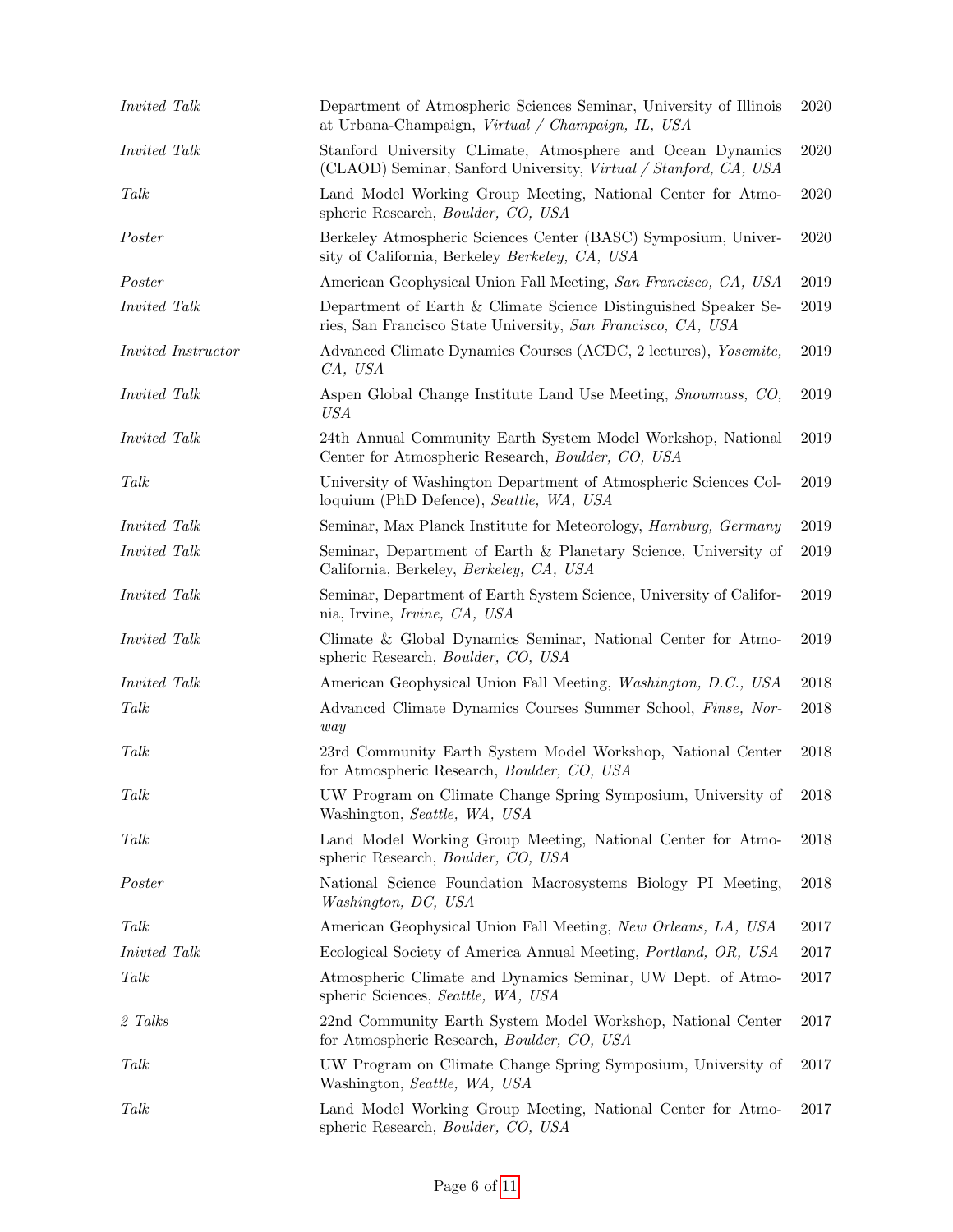| | | |
|---|---|---|
| *Invited Talk* | Department of Atmospheric Sciences Seminar, University of Illinois at Urbana-Champaign, *Virtual / Champaign, IL, USA* | 2020 |
| *Invited Talk* | Stanford University CLimate, Atmosphere and Ocean Dynamics (CLAOD) Seminar, Sanford University, *Virtual / Stanford, CA, USA* | 2020 |
| *Talk* | Land Model Working Group Meeting, National Center for Atmospheric Research, *Boulder, CO, USA* | 2020 |
| *Poster* | Berkeley Atmospheric Sciences Center (BASC) Symposium, University of California, Berkeley *Berkeley, CA, USA* | 2020 |
| *Poster* | American Geophysical Union Fall Meeting, *San Francisco, CA, USA* | 2019 |
| *Invited Talk* | Department of Earth & Climate Science Distinguished Speaker Series, San Francisco State University, *San Francisco, CA, USA* | 2019 |
| *Invited Instructor* | Advanced Climate Dynamics Courses (ACDC, 2 lectures), *Yosemite, CA, USA* | 2019 |
| *Invited Talk* | Aspen Global Change Institute Land Use Meeting, *Snowmass, CO, USA* | 2019 |
| *Invited Talk* | 24th Annual Community Earth System Model Workshop, National Center for Atmospheric Research, *Boulder, CO, USA* | 2019 |
| *Talk* | University of Washington Department of Atmospheric Sciences Colloquium (PhD Defence), *Seattle, WA, USA* | 2019 |
| *Invited Talk* | Seminar, Max Planck Institute for Meteorology, *Hamburg, Germany* | 2019 |
| *Invited Talk* | Seminar, Department of Earth & Planetary Science, University of California, Berkeley, *Berkeley, CA, USA* | 2019 |
| *Invited Talk* | Seminar, Department of Earth System Science, University of California, Irvine, *Irvine, CA, USA* | 2019 |
| *Invited Talk* | Climate & Global Dynamics Seminar, National Center for Atmospheric Research, *Boulder, CO, USA* | 2019 |
| *Invited Talk* | American Geophysical Union Fall Meeting, *Washington, D.C., USA* | 2018 |
| *Talk* | Advanced Climate Dynamics Courses Summer School, *Finse, Norway* | 2018 |
| *Talk* | 23rd Community Earth System Model Workshop, National Center for Atmospheric Research, *Boulder, CO, USA* | 2018 |
| *Talk* | UW Program on Climate Change Spring Symposium, University of Washington, *Seattle, WA, USA* | 2018 |
| *Talk* | Land Model Working Group Meeting, National Center for Atmospheric Research, *Boulder, CO, USA* | 2018 |
| *Poster* | National Science Foundation Macrosystems Biology PI Meeting, *Washington, DC, USA* | 2018 |
| *Talk* | American Geophysical Union Fall Meeting, *New Orleans, LA, USA* | 2017 |
| *Inivted Talk* | Ecological Society of America Annual Meeting, *Portland, OR, USA* | 2017 |
| *Talk* | Atmospheric Climate and Dynamics Seminar, UW Dept. of Atmospheric Sciences, *Seattle, WA, USA* | 2017 |
| *2 Talks* | 22nd Community Earth System Model Workshop, National Center for Atmospheric Research, *Boulder, CO, USA* | 2017 |
| *Talk* | UW Program on Climate Change Spring Symposium, University of Washington, *Seattle, WA, USA* | 2017 |
| *Talk* | Land Model Working Group Meeting, National Center for Atmospheric Research, *Boulder, CO, USA* | 2017 |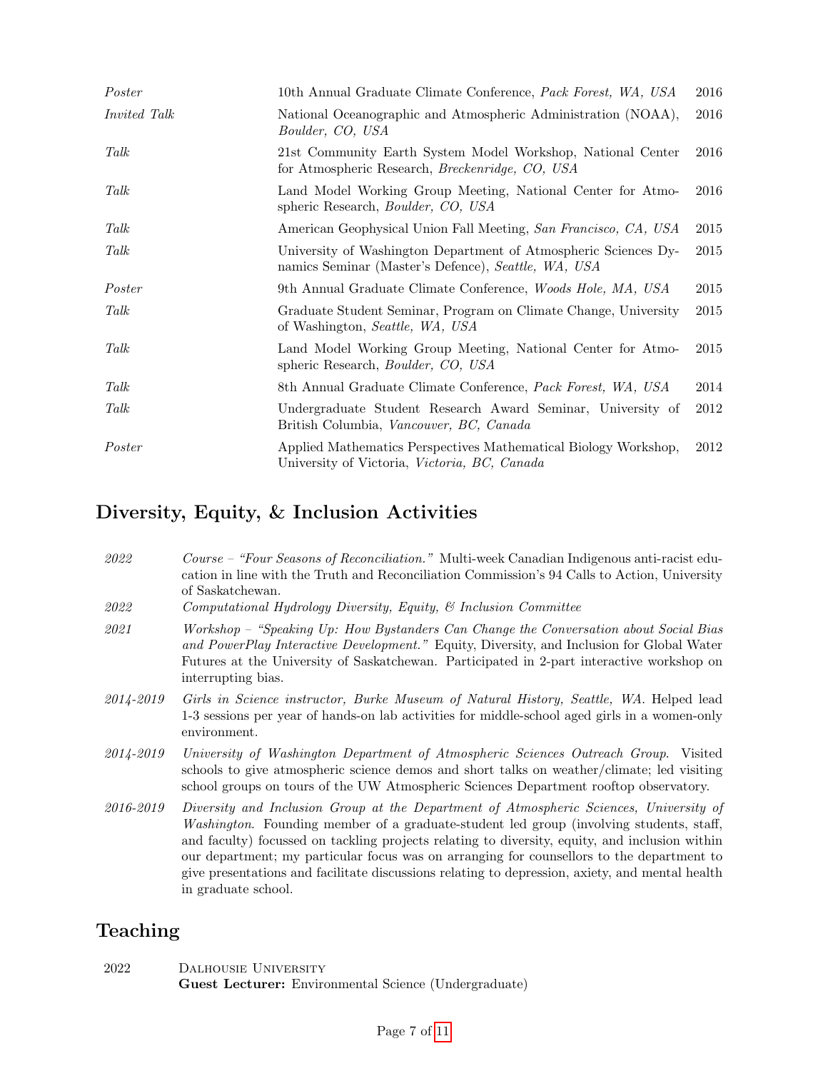| | | |
|---|---|---|
| *Poster* | 10th Annual Graduate Climate Conference, *Pack Forest, WA, USA* | 2016 |
| *Invited Talk* | National Oceanographic and Atmospheric Administration (NOAA), *Boulder, CO, USA* | 2016 |
| *Talk* | 21st Community Earth System Model Workshop, National Center for Atmospheric Research, *Breckenridge, CO, USA* | 2016 |
| *Talk* | Land Model Working Group Meeting, National Center for Atmospheric Research, *Boulder, CO, USA* | 2016 |
| *Talk* | American Geophysical Union Fall Meeting, *San Francisco, CA, USA* | 2015 |
| *Talk* | University of Washington Department of Atmospheric Sciences Dynamics Seminar (Master's Defence), *Seattle, WA, USA* | 2015 |
| *Poster* | 9th Annual Graduate Climate Conference, *Woods Hole, MA, USA* | 2015 |
| *Talk* | Graduate Student Seminar, Program on Climate Change, University of Washington, *Seattle, WA, USA* | 2015 |
| *Talk* | Land Model Working Group Meeting, National Center for Atmospheric Research, *Boulder, CO, USA* | 2015 |
| *Talk* | 8th Annual Graduate Climate Conference, *Pack Forest, WA, USA* | 2014 |
| *Talk* | Undergraduate Student Research Award Seminar, University of British Columbia, *Vancouver, BC, Canada* | 2012 |
| *Poster* | Applied Mathematics Perspectives Mathematical Biology Workshop, University of Victoria, *Victoria, BC, Canada* | 2012 |

## Diversity, Equity, & Inclusion Activities

*2022* — *Course – "Four Seasons of Reconciliation."* Multi-week Canadian Indigenous anti-racist education in line with the Truth and Reconciliation Commission's 94 Calls to Action, University of Saskatchewan.

*2022* — *Computational Hydrology Diversity, Equity, & Inclusion Committee*

*2021* — *Workshop – "Speaking Up: How Bystanders Can Change the Conversation about Social Bias and PowerPlay Interactive Development."* Equity, Diversity, and Inclusion for Global Water Futures at the University of Saskatchewan. Participated in 2-part interactive workshop on interrupting bias.

*2014-2019* — *Girls in Science instructor, Burke Museum of Natural History, Seattle, WA.* Helped lead 1-3 sessions per year of hands-on lab activities for middle-school aged girls in a women-only environment.

*2014-2019* — *University of Washington Department of Atmospheric Sciences Outreach Group.* Visited schools to give atmospheric science demos and short talks on weather/climate; led visiting school groups on tours of the UW Atmospheric Sciences Department rooftop observatory.

*2016-2019* — *Diversity and Inclusion Group at the Department of Atmospheric Sciences, University of Washington.* Founding member of a graduate-student led group (involving students, staff, and faculty) focussed on tackling projects relating to diversity, equity, and inclusion within our department; my particular focus was on arranging for counsellors to the department to give presentations and facilitate discussions relating to depression, axiety, and mental health in graduate school.

## Teaching

2022 — Dalhousie University
**Guest Lecturer:** Environmental Science (Undergraduate)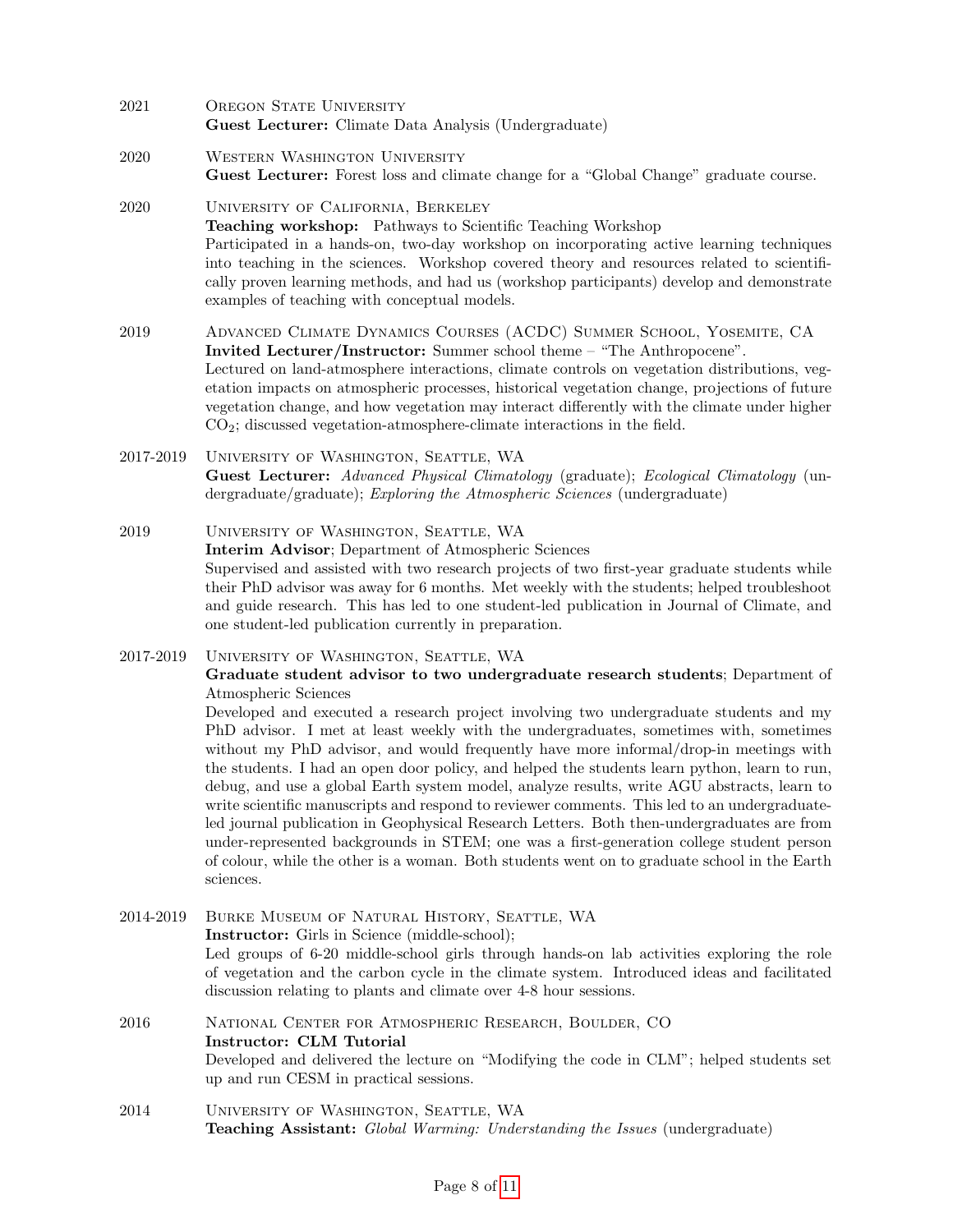2021 OREGON STATE UNIVERSITY
**Guest Lecturer:** Climate Data Analysis (Undergraduate)

2020 WESTERN WASHINGTON UNIVERSITY
**Guest Lecturer:** Forest loss and climate change for a "Global Change" graduate course.

2020 UNIVERSITY OF CALIFORNIA, BERKELEY
**Teaching workshop:** Pathways to Scientific Teaching Workshop
Participated in a hands-on, two-day workshop on incorporating active learning techniques into teaching in the sciences. Workshop covered theory and resources related to scientifically proven learning methods, and had us (workshop participants) develop and demonstrate examples of teaching with conceptual models.

2019 ADVANCED CLIMATE DYNAMICS COURSES (ACDC) SUMMER SCHOOL, YOSEMITE, CA
**Invited Lecturer/Instructor:** Summer school theme – "The Anthropocene".
Lectured on land-atmosphere interactions, climate controls on vegetation distributions, vegetation impacts on atmospheric processes, historical vegetation change, projections of future vegetation change, and how vegetation may interact differently with the climate under higher $CO_2$; discussed vegetation-atmosphere-climate interactions in the field.

2017-2019 UNIVERSITY OF WASHINGTON, SEATTLE, WA
**Guest Lecturer:** *Advanced Physical Climatology* (graduate); *Ecological Climatology* (undergraduate/graduate); *Exploring the Atmospheric Sciences* (undergraduate)

2019 UNIVERSITY OF WASHINGTON, SEATTLE, WA
**Interim Advisor**; Department of Atmospheric Sciences
Supervised and assisted with two research projects of two first-year graduate students while their PhD advisor was away for 6 months. Met weekly with the students; helped troubleshoot and guide research. This has led to one student-led publication in Journal of Climate, and one student-led publication currently in preparation.

2017-2019 UNIVERSITY OF WASHINGTON, SEATTLE, WA
**Graduate student advisor to two undergraduate research students**; Department of Atmospheric Sciences
Developed and executed a research project involving two undergraduate students and my PhD advisor. I met at least weekly with the undergraduates, sometimes with, sometimes without my PhD advisor, and would frequently have more informal/drop-in meetings with the students. I had an open door policy, and helped the students learn python, learn to run, debug, and use a global Earth system model, analyze results, write AGU abstracts, learn to write scientific manuscripts and respond to reviewer comments. This led to an undergraduate-led journal publication in Geophysical Research Letters. Both then-undergraduates are from under-represented backgrounds in STEM; one was a first-generation college student person of colour, while the other is a woman. Both students went on to graduate school in the Earth sciences.

2014-2019 BURKE MUSEUM OF NATURAL HISTORY, SEATTLE, WA
**Instructor:** Girls in Science (middle-school);
Led groups of 6-20 middle-school girls through hands-on lab activities exploring the role of vegetation and the carbon cycle in the climate system. Introduced ideas and facilitated discussion relating to plants and climate over 4-8 hour sessions.

2016 NATIONAL CENTER FOR ATMOSPHERIC RESEARCH, BOULDER, CO
**Instructor: CLM Tutorial**
Developed and delivered the lecture on "Modifying the code in CLM"; helped students set up and run CESM in practical sessions.

2014 UNIVERSITY OF WASHINGTON, SEATTLE, WA
**Teaching Assistant:** *Global Warming: Understanding the Issues* (undergraduate)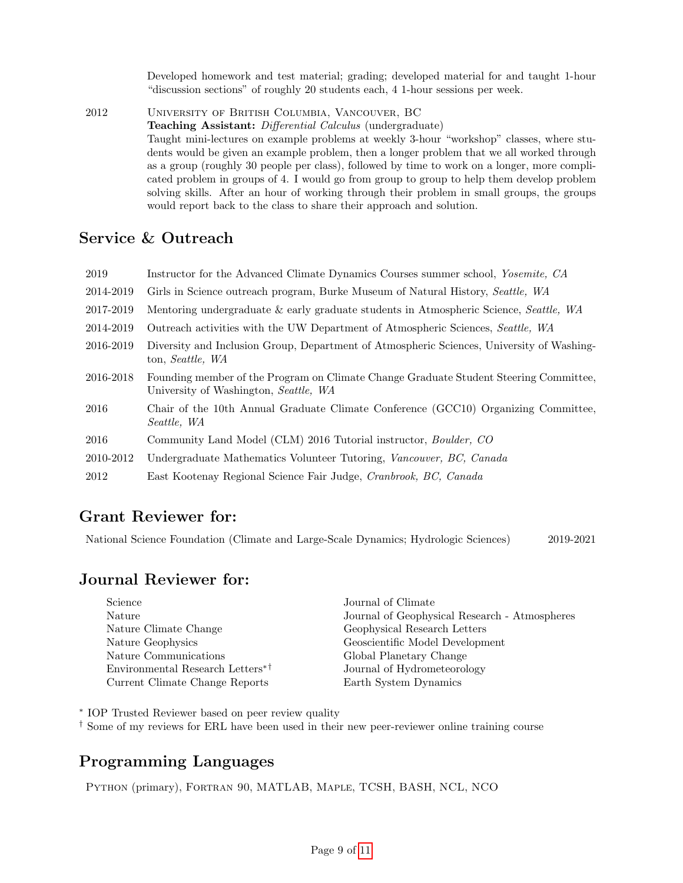Developed homework and test material; grading; developed material for and taught 1-hour "discussion sections" of roughly 20 students each, 4 1-hour sessions per week.

2012 University of British Columbia, Vancouver, BC
**Teaching Assistant:** *Differential Calculus* (undergraduate)
Taught mini-lectures on example problems at weekly 3-hour "workshop" classes, where students would be given an example problem, then a longer problem that we all worked through as a group (roughly 30 people per class), followed by time to work on a longer, more complicated problem in groups of 4. I would go from group to group to help them develop problem solving skills. After an hour of working through their problem in small groups, the groups would report back to the class to share their approach and solution.

## Service & Outreach

| | |
|---|---|
| 2019 | Instructor for the Advanced Climate Dynamics Courses summer school, *Yosemite, CA* |
| 2014-2019 | Girls in Science outreach program, Burke Museum of Natural History, *Seattle, WA* |
| 2017-2019 | Mentoring undergraduate & early graduate students in Atmospheric Science, *Seattle, WA* |
| 2014-2019 | Outreach activities with the UW Department of Atmospheric Sciences, *Seattle, WA* |
| 2016-2019 | Diversity and Inclusion Group, Department of Atmospheric Sciences, University of Washington, *Seattle, WA* |
| 2016-2018 | Founding member of the Program on Climate Change Graduate Student Steering Committee, University of Washington, *Seattle, WA* |
| 2016 | Chair of the 10th Annual Graduate Climate Conference (GCC10) Organizing Committee, *Seattle, WA* |
| 2016 | Community Land Model (CLM) 2016 Tutorial instructor, *Boulder, CO* |
| 2010-2012 | Undergraduate Mathematics Volunteer Tutoring, *Vancouver, BC, Canada* |
| 2012 | East Kootenay Regional Science Fair Judge, *Cranbrook, BC, Canada* |

## Grant Reviewer for:

National Science Foundation (Climate and Large-Scale Dynamics; Hydrologic Sciences) 2019-2021

## Journal Reviewer for:

- Science
- Nature
- Nature Climate Change
- Nature Geophysics
- Nature Communications
- Environmental Research Letters*†
- Current Climate Change Reports
- Journal of Climate
- Journal of Geophysical Research - Atmospheres
- Geophysical Research Letters
- Geoscientific Model Development
- Global Planetary Change
- Journal of Hydrometeorology
- Earth System Dynamics

* IOP Trusted Reviewer based on peer review quality
† Some of my reviews for ERL have been used in their new peer-reviewer online training course

## Programming Languages

Python (primary), Fortran 90, MATLAB, Maple, TCSH, BASH, NCL, NCO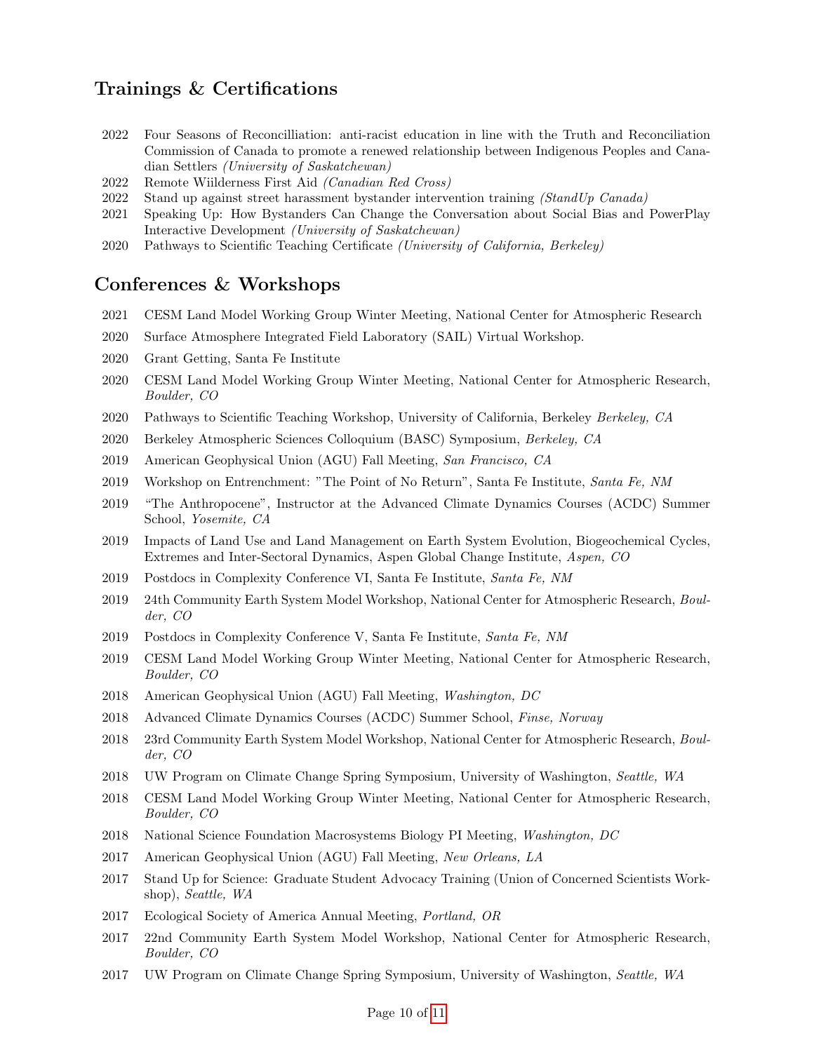## Trainings & Certifications

- 2022 Four Seasons of Reconcilliation: anti-racist education in line with the Truth and Reconciliation Commission of Canada to promote a renewed relationship between Indigenous Peoples and Canadian Settlers *(University of Saskatchewan)*
- 2022 Remote Wiilderness First Aid *(Canadian Red Cross)*
- 2022 Stand up against street harassment bystander intervention training *(StandUp Canada)*
- 2021 Speaking Up: How Bystanders Can Change the Conversation about Social Bias and PowerPlay Interactive Development *(University of Saskatchewan)*
- 2020 Pathways to Scientific Teaching Certificate *(University of California, Berkeley)*

## Conferences & Workshops

- 2021 CESM Land Model Working Group Winter Meeting, National Center for Atmospheric Research
- 2020 Surface Atmosphere Integrated Field Laboratory (SAIL) Virtual Workshop.
- 2020 Grant Getting, Santa Fe Institute
- 2020 CESM Land Model Working Group Winter Meeting, National Center for Atmospheric Research, *Boulder, CO*
- 2020 Pathways to Scientific Teaching Workshop, University of California, Berkeley *Berkeley, CA*
- 2020 Berkeley Atmospheric Sciences Colloquium (BASC) Symposium, *Berkeley, CA*
- 2019 American Geophysical Union (AGU) Fall Meeting, *San Francisco, CA*
- 2019 Workshop on Entrenchment: "The Point of No Return", Santa Fe Institute, *Santa Fe, NM*
- 2019 "The Anthropocene", Instructor at the Advanced Climate Dynamics Courses (ACDC) Summer School, *Yosemite, CA*
- 2019 Impacts of Land Use and Land Management on Earth System Evolution, Biogeochemical Cycles, Extremes and Inter-Sectoral Dynamics, Aspen Global Change Institute, *Aspen, CO*
- 2019 Postdocs in Complexity Conference VI, Santa Fe Institute, *Santa Fe, NM*
- 2019 24th Community Earth System Model Workshop, National Center for Atmospheric Research, *Boulder, CO*
- 2019 Postdocs in Complexity Conference V, Santa Fe Institute, *Santa Fe, NM*
- 2019 CESM Land Model Working Group Winter Meeting, National Center for Atmospheric Research, *Boulder, CO*
- 2018 American Geophysical Union (AGU) Fall Meeting, *Washington, DC*
- 2018 Advanced Climate Dynamics Courses (ACDC) Summer School, *Finse, Norway*
- 2018 23rd Community Earth System Model Workshop, National Center for Atmospheric Research, *Boulder, CO*
- 2018 UW Program on Climate Change Spring Symposium, University of Washington, *Seattle, WA*
- 2018 CESM Land Model Working Group Winter Meeting, National Center for Atmospheric Research, *Boulder, CO*
- 2018 National Science Foundation Macrosystems Biology PI Meeting, *Washington, DC*
- 2017 American Geophysical Union (AGU) Fall Meeting, *New Orleans, LA*
- 2017 Stand Up for Science: Graduate Student Advocacy Training (Union of Concerned Scientists Workshop), *Seattle, WA*
- 2017 Ecological Society of America Annual Meeting, *Portland, OR*
- 2017 22nd Community Earth System Model Workshop, National Center for Atmospheric Research, *Boulder, CO*
- 2017 UW Program on Climate Change Spring Symposium, University of Washington, *Seattle, WA*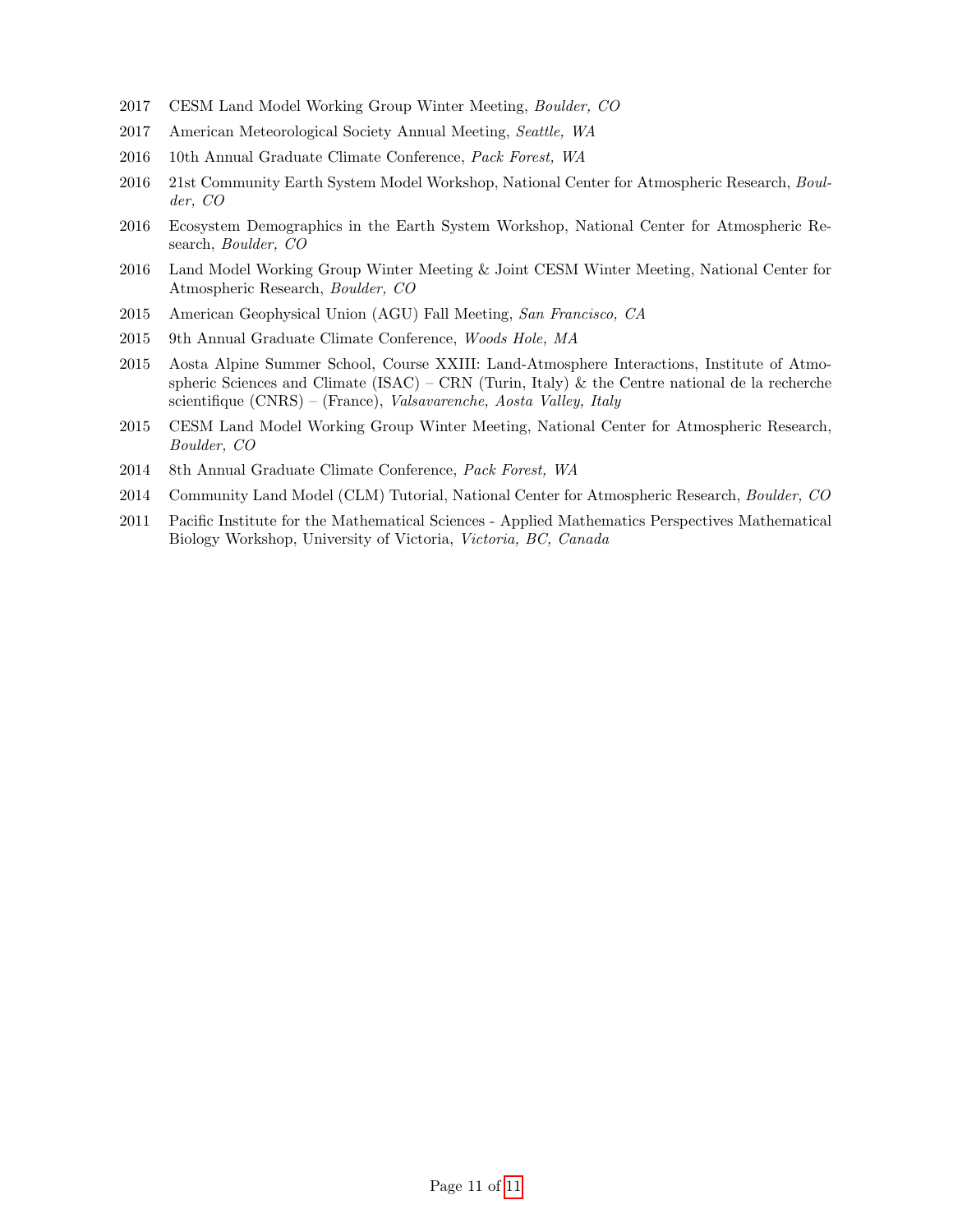2017 CESM Land Model Working Group Winter Meeting, *Boulder, CO*

2017 American Meteorological Society Annual Meeting, *Seattle, WA*

2016 10th Annual Graduate Climate Conference, *Pack Forest, WA*

2016 21st Community Earth System Model Workshop, National Center for Atmospheric Research, *Boulder, CO*

2016 Ecosystem Demographics in the Earth System Workshop, National Center for Atmospheric Research, *Boulder, CO*

2016 Land Model Working Group Winter Meeting & Joint CESM Winter Meeting, National Center for Atmospheric Research, *Boulder, CO*

2015 American Geophysical Union (AGU) Fall Meeting, *San Francisco, CA*

2015 9th Annual Graduate Climate Conference, *Woods Hole, MA*

2015 Aosta Alpine Summer School, Course XXIII: Land-Atmosphere Interactions, Institute of Atmospheric Sciences and Climate (ISAC) – CRN (Turin, Italy) & the Centre national de la recherche scientifique (CNRS) – (France), *Valsavarenche, Aosta Valley, Italy*

2015 CESM Land Model Working Group Winter Meeting, National Center for Atmospheric Research, *Boulder, CO*

2014 8th Annual Graduate Climate Conference, *Pack Forest, WA*

2014 Community Land Model (CLM) Tutorial, National Center for Atmospheric Research, *Boulder, CO*

2011 Pacific Institute for the Mathematical Sciences - Applied Mathematics Perspectives Mathematical Biology Workshop, University of Victoria, *Victoria, BC, Canada*